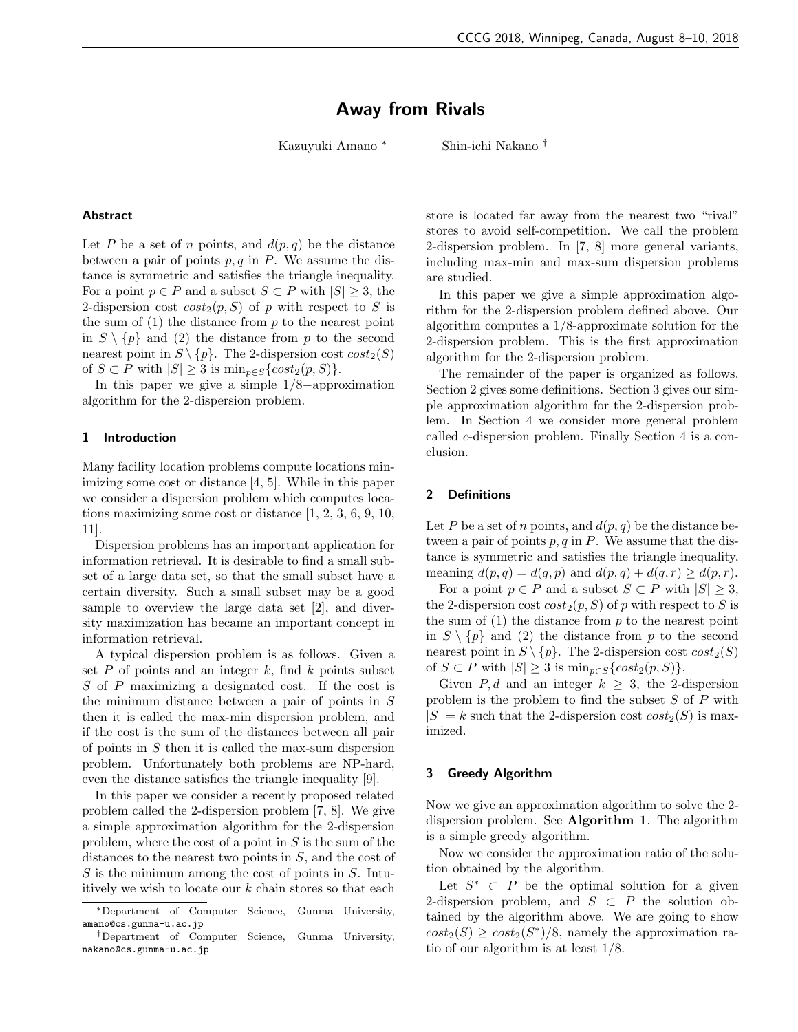# Away from Rivals

Kazuyuki Amano [*] Shin-ichi Nakano [†]

## Abstract

Let $P$ be a set of $n$ points, and $d(p, q)$ be the distance between a pair of points $p, q$ in $P$. We assume the distance is symmetric and satisfies the triangle inequality. For a point $p \in P$ and a subset $S \subset P$ with $|S| \geq 3$, the 2-dispersion cost $cost_2(p, S)$ of $p$ with respect to $S$ is the sum of (1) the distance from $p$ to the nearest point in $S \setminus \{p\}$ and (2) the distance from $p$ to the second nearest point in $S \setminus \{p\}$. The 2-dispersion cost $cost_2(S)$ of $S \subset P$ with $|S| \geq 3$ is $\min_{p \in S}\{cost_2(p, S)\}$.

In this paper we give a simple $1/8-$approximation algorithm for the 2-dispersion problem.

## 1 Introduction

Many facility location problems compute locations minimizing some cost or distance [4, 5]. While in this paper we consider a dispersion problem which computes locations maximizing some cost or distance [1, 2, 3, 6, 9, 10, 11].

Dispersion problems has an important application for information retrieval. It is desirable to find a small subset of a large data set, so that the small subset have a certain diversity. Such a small subset may be a good sample to overview the large data set [2], and diversity maximization has became an important concept in information retrieval.

A typical dispersion problem is as follows. Given a set $P$ of points and an integer $k$, find $k$ points subset $S$ of $P$ maximizing a designated cost. If the cost is the minimum distance between a pair of points in $S$ then it is called the max-min dispersion problem, and if the cost is the sum of the distances between all pair of points in $S$ then it is called the max-sum dispersion problem. Unfortunately both problems are NP-hard, even the distance satisfies the triangle inequality [9].

In this paper we consider a recently proposed related problem called the 2-dispersion problem [7, 8]. We give a simple approximation algorithm for the 2-dispersion problem, where the cost of a point in $S$ is the sum of the distances to the nearest two points in $S$, and the cost of $S$ is the minimum among the cost of points in $S$. Intuitively we wish to locate our $k$ chain stores so that each store is located far away from the nearest two "rival" stores to avoid self-competition. We call the problem 2-dispersion problem. In [7, 8] more general variants, including max-min and max-sum dispersion problems are studied.

In this paper we give a simple approximation algorithm for the 2-dispersion problem defined above. Our algorithm computes a 1/8-approximate solution for the 2-dispersion problem. This is the first approximation algorithm for the 2-dispersion problem.

The remainder of the paper is organized as follows. Section 2 gives some definitions. Section 3 gives our simple approximation algorithm for the 2-dispersion problem. In Section 4 we consider more general problem called $c$-dispersion problem. Finally Section 4 is a conclusion.

## 2 Definitions

Let $P$ be a set of $n$ points, and $d(p, q)$ be the distance between a pair of points $p, q$ in $P$. We assume that the distance is symmetric and satisfies the triangle inequality, meaning $d(p, q) = d(q, p)$ and $d(p, q) + d(q, r) \geq d(p, r)$.

For a point $p \in P$ and a subset $S \subset P$ with $|S| \geq 3$, the 2-dispersion cost $cost_2(p, S)$ of $p$ with respect to $S$ is the sum of (1) the distance from $p$ to the nearest point in $S \setminus \{p\}$ and (2) the distance from $p$ to the second nearest point in $S \setminus \{p\}$. The 2-dispersion cost $cost_2(S)$ of $S \subset P$ with $|S| \geq 3$ is $\min_{p \in S}\{cost_2(p, S)\}$.

Given $P, d$ and an integer $k \geq 3$, the 2-dispersion problem is the problem to find the subset $S$ of $P$ with $|S| = k$ such that the 2-dispersion cost $cost_2(S)$ is maximized.

## 3 Greedy Algorithm

Now we give an approximation algorithm to solve the 2-dispersion problem. See **Algorithm 1**. The algorithm is a simple greedy algorithm.

Now we consider the approximation ratio of the solution obtained by the algorithm.

Let $S^* \subset P$ be the optimal solution for a given 2-dispersion problem, and $S \subset P$ the solution obtained by the algorithm above. We are going to show $cost_2(S) \geq cost_2(S^*)/8$, namely the approximation ratio of our algorithm is at least 1/8.

[*] Department of Computer Science, Gunma University, amano@cs.gunma-u.ac.jp

[†] Department of Computer Science, Gunma University, nakano@cs.gunma-u.ac.jp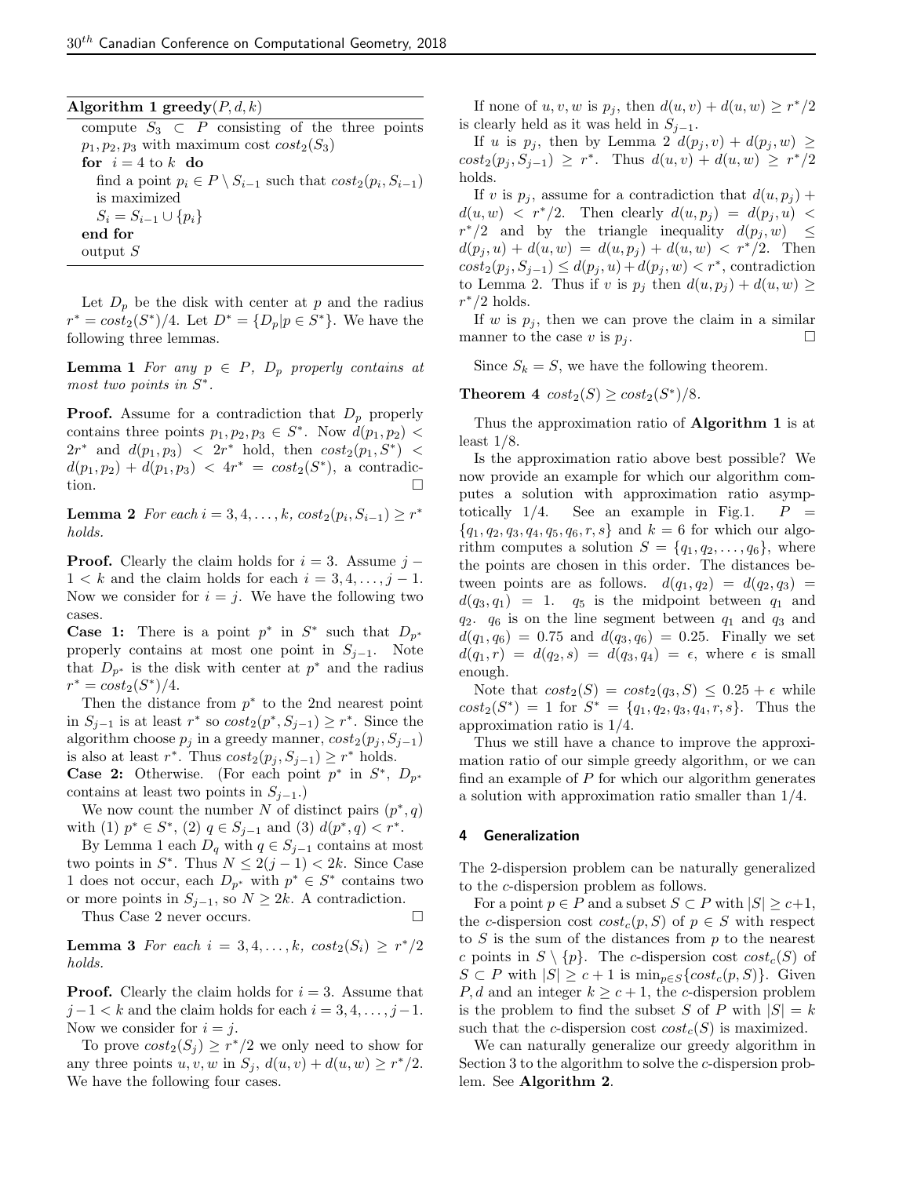**Algorithm 1 greedy**$(P, d, k)$

```
compute S_3 ⊂ P consisting of the three points
p_1, p_2, p_3 with maximum cost cost_2(S_3)
for i = 4 to k do
   find a point p_i ∈ P \ S_{i-1} such that cost_2(p_i, S_{i-1})
   is maximized
   S_i = S_{i-1} ∪ {p_i}
end for
output S
```

Let $D_p$ be the disk with center at $p$ and the radius $r^* = cost_2(S^*)/4$. Let $D^* = \{D_p | p \in S^*\}$. We have the following three lemmas.

**Lemma 1** *For any $p \in P$, $D_p$ properly contains at most two points in $S^*$.*

**Proof.** Assume for a contradiction that $D_p$ properly contains three points $p_1, p_2, p_3 \in S^*$. Now $d(p_1, p_2) < 2r^*$ and $d(p_1, p_3) < 2r^*$ hold, then $cost_2(p_1, S^*) < d(p_1, p_2) + d(p_1, p_3) < 4r^* = cost_2(S^*)$, a contradiction. □

**Lemma 2** *For each $i = 3, 4, \ldots, k$, $cost_2(p_i, S_{i-1}) \geq r^*$ holds.*

**Proof.** Clearly the claim holds for $i = 3$. Assume $j - 1 < k$ and the claim holds for each $i = 3, 4, \ldots, j-1$. Now we consider for $i = j$. We have the following two cases.

**Case 1:** There is a point $p^*$ in $S^*$ such that $D_{p^*}$ properly contains at most one point in $S_{j-1}$. Note that $D_{p^*}$ is the disk with center at $p^*$ and the radius $r^* = cost_2(S^*)/4$.

Then the distance from $p^*$ to the 2nd nearest point in $S_{j-1}$ is at least $r^*$ so $cost_2(p^*, S_{j-1}) \geq r^*$. Since the algorithm choose $p_j$ in a greedy manner, $cost_2(p_j, S_{j-1})$ is also at least $r^*$. Thus $cost_2(p_j, S_{j-1}) \geq r^*$ holds.

**Case 2:** Otherwise. (For each point $p^*$ in $S^*$, $D_{p^*}$ contains at least two points in $S_{j-1}$.)

We now count the number $N$ of distinct pairs $(p^*, q)$ with (1) $p^* \in S^*$, (2) $q \in S_{j-1}$ and (3) $d(p^*, q) < r^*$.

By Lemma 1 each $D_q$ with $q \in S_{j-1}$ contains at most two points in $S^*$. Thus $N \leq 2(j-1) < 2k$. Since Case 1 does not occur, each $D_{p^*}$ with $p^* \in S^*$ contains two or more points in $S_{j-1}$, so $N \geq 2k$. A contradiction.

Thus Case 2 never occurs. □

**Lemma 3** *For each $i = 3, 4, \ldots, k$, $cost_2(S_i) \geq r^*/2$ holds.*

**Proof.** Clearly the claim holds for $i = 3$. Assume that $j-1 < k$ and the claim holds for each $i = 3, 4, \ldots, j-1$. Now we consider for $i = j$.

To prove $cost_2(S_j) \geq r^*/2$ we only need to show for any three points $u, v, w$ in $S_j$, $d(u, v) + d(u, w) \geq r^*/2$. We have the following four cases.

If none of $u, v, w$ is $p_j$, then $d(u, v) + d(u, w) \geq r^*/2$ is clearly held as it was held in $S_{j-1}$.

If $u$ is $p_j$, then by Lemma 2 $d(p_j, v) + d(p_j, w) \geq cost_2(p_j, S_{j-1}) \geq r^*$. Thus $d(u, v) + d(u, w) \geq r^*/2$ holds.

If $v$ is $p_j$, assume for a contradiction that $d(u, p_j) + d(u, w) < r^*/2$. Then clearly $d(u, p_j) = d(p_j, u) < r^*/2$ and by the triangle inequality $d(p_j, w) \leq d(p_j, u) + d(u, w) = d(u, p_j) + d(u, w) < r^*/2$. Then $cost_2(p_j, S_{j-1}) \leq d(p_j, u) + d(p_j, w) < r^*$, contradiction to Lemma 2. Thus if $v$ is $p_j$ then $d(u, p_j) + d(u, w) \geq r^*/2$ holds.

If $w$ is $p_j$, then we can prove the claim in a similar manner to the case $v$ is $p_j$. □

Since $S_k = S$, we have the following theorem.

**Theorem 4** *$cost_2(S) \geq cost_2(S^*)/8$.*

Thus the approximation ratio of **Algorithm 1** is at least $1/8$.

Is the approximation ratio above best possible? We now provide an example for which our algorithm computes a solution with approximation ratio asymptotically $1/4$. See an example in Fig.1. $P = \{q_1, q_2, q_3, q_4, q_5, q_6, r, s\}$ and $k = 6$ for which our algorithm computes a solution $S = \{q_1, q_2, \ldots, q_6\}$, where the points are chosen in this order. The distances between points are as follows. $d(q_1, q_2) = d(q_2, q_3) = d(q_3, q_1) = 1$. $q_5$ is the midpoint between $q_1$ and $q_2$. $q_6$ is on the line segment between $q_1$ and $q_3$ and $d(q_1, q_6) = 0.75$ and $d(q_3, q_6) = 0.25$. Finally we set $d(q_1, r) = d(q_2, s) = d(q_3, q_4) = \epsilon$, where $\epsilon$ is small enough.

Note that $cost_2(S) = cost_2(q_3, S) \leq 0.25 + \epsilon$ while $cost_2(S^*) = 1$ for $S^* = \{q_1, q_2, q_3, q_4, r, s\}$. Thus the approximation ratio is $1/4$.

Thus we still have a chance to improve the approximation ratio of our simple greedy algorithm, or we can find an example of $P$ for which our algorithm generates a solution with approximation ratio smaller than $1/4$.

## 4 Generalization

The 2-dispersion problem can be naturally generalized to the $c$-dispersion problem as follows.

For a point $p \in P$ and a subset $S \subset P$ with $|S| \geq c+1$, the $c$-dispersion cost $cost_c(p, S)$ of $p \in S$ with respect to $S$ is the sum of the distances from $p$ to the nearest $c$ points in $S \setminus \{p\}$. The $c$-dispersion cost $cost_c(S)$ of $S \subset P$ with $|S| \geq c+1$ is $\min_{p \in S}\{cost_c(p, S)\}$. Given $P, d$ and an integer $k \geq c+1$, the $c$-dispersion problem is the problem to find the subset $S$ of $P$ with $|S| = k$ such that the $c$-dispersion cost $cost_c(S)$ is maximized.

We can naturally generalize our greedy algorithm in Section 3 to the algorithm to solve the $c$-dispersion problem. See **Algorithm 2**.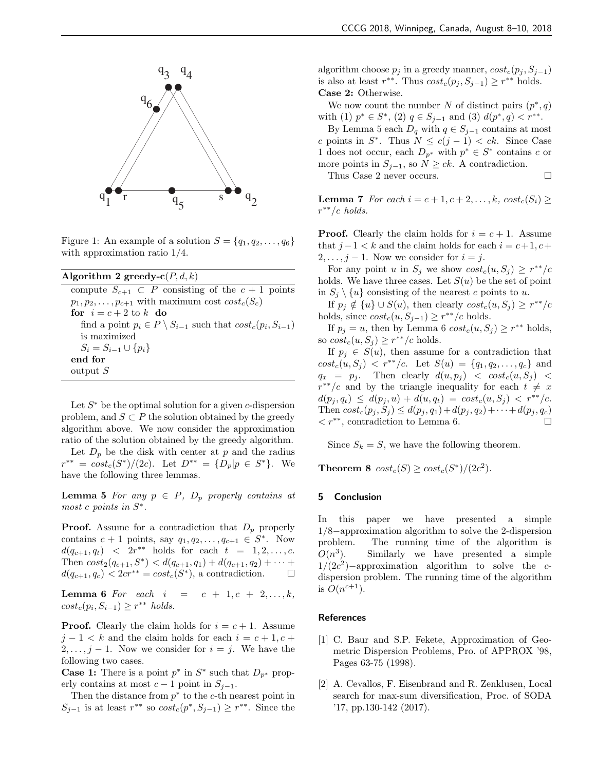Figure 1: An example of a solution $S = \{q_1, q_2, \ldots, q_6\}$ with approximation ratio 1/4.

**Algorithm 2 greedy-c**$(P, d, k)$

```
compute S_{c+1} ⊂ P consisting of the c+1 points
p_1, p_2, ..., p_{c+1} with maximum cost cost_c(S_c)
for i = c+2 to k do
    find a point p_i ∈ P \ S_{i-1} such that cost_c(p_i, S_{i-1})
    is maximized
    S_i = S_{i-1} ∪ {p_i}
end for
output S
```

Let $S^*$ be the optimal solution for a given $c$-dispersion problem, and $S \subset P$ the solution obtained by the greedy algorithm above. We now consider the approximation ratio of the solution obtained by the greedy algorithm.

Let $D_p$ be the disk with center at $p$ and the radius $r^{**} = cost_c(S^*)/(2c)$. Let $D^{**} = \{D_p | p \in S^*\}$. We have the following three lemmas.

**Lemma 5** *For any $p \in P$, $D_p$ properly contains at most $c$ points in $S^*$.*

**Proof.** Assume for a contradiction that $D_p$ properly contains $c+1$ points, say $q_1, q_2, \ldots, q_{c+1} \in S^*$. Now $d(q_{c+1}, q_t) < 2r^{**}$ holds for each $t = 1, 2, \ldots, c$. Then $cost_2(q_{c+1}, S^*) < d(q_{c+1}, q_1) + d(q_{c+1}, q_2) + \cdots + d(q_{c+1}, q_c) < 2cr^{**} = cost_c(S^*)$, a contradiction. □

**Lemma 6** *For each $i = c+1, c+2, \ldots, k$, $cost_c(p_i, S_{i-1}) \geq r^{**}$ holds.*

**Proof.** Clearly the claim holds for $i = c+1$. Assume $j-1 < k$ and the claim holds for each $i = c+1, c+2, \ldots, j-1$. Now we consider for $i = j$. We have the following two cases.

**Case 1:** There is a point $p^*$ in $S^*$ such that $D_{p^*}$ properly contains at most $c-1$ point in $S_{j-1}$.

Then the distance from $p^*$ to the $c$-th nearest point in $S_{j-1}$ is at least $r^{**}$ so $cost_c(p^*, S_{j-1}) \geq r^{**}$. Since the algorithm choose $p_j$ in a greedy manner, $cost_c(p_j, S_{j-1})$ is also at least $r^{**}$. Thus $cost_c(p_j, S_{j-1}) \geq r^{**}$ holds.

**Case 2:** Otherwise.

We now count the number $N$ of distinct pairs $(p^*, q)$ with (1) $p^* \in S^*$, (2) $q \in S_{j-1}$ and (3) $d(p^*, q) < r^{**}$.

By Lemma 5 each $D_q$ with $q \in S_{j-1}$ contains at most $c$ points in $S^*$. Thus $N \leq c(j-1) < ck$. Since Case 1 does not occur, each $D_{p^*}$ with $p^* \in S^*$ contains $c$ or more points in $S_{j-1}$, so $N \geq ck$. A contradiction.

Thus Case 2 never occurs. □

**Lemma 7** *For each $i = c+1, c+2, \ldots, k$, $cost_c(S_i) \geq r^{**}/c$ holds.*

**Proof.** Clearly the claim holds for $i = c+1$. Assume that $j-1 < k$ and the claim holds for each $i = c+1, c+2, \ldots, j-1$. Now we consider for $i = j$.

For any point $u$ in $S_j$ we show $cost_c(u, S_j) \geq r^{**}/c$ holds. We have three cases. Let $S(u)$ be the set of point in $S_j \setminus \{u\}$ consisting of the nearest $c$ points to $u$.

If $p_j \notin \{u\} \cup S(u)$, then clearly $cost_c(u, S_j) \geq r^{**}/c$ holds, since $cost_c(u, S_{j-1}) \geq r^{**}/c$ holds.

If $p_j = u$, then by Lemma 6 $cost_c(u, S_j) \geq r^{**}$ holds, so $cost_c(u, S_j) \geq r^{**}/c$ holds.

If $p_j \in S(u)$, then assume for a contradiction that $cost_c(u, S_j) < r^{**}/c$. Let $S(u) = \{q_1, q_2, \ldots, q_c\}$ and $q_x = p_j$. Then clearly $d(u, p_j) < cost_c(u, S_j) < r^{**}/c$ and by the triangle inequality for each $t \neq x$ $d(p_j, q_t) \leq d(p_j, u) + d(u, q_t) = cost_c(u, S_j) < r^{**}/c$. Then $cost_c(p_j, S_j) \leq d(p_j, q_1) + d(p_j, q_2) + \cdots + d(p_j, q_c) < r^{**}$, contradiction to Lemma 6. □

Since $S_k = S$, we have the following theorem.

**Theorem 8** $cost_c(S) \geq cost_c(S^*)/(2c^2)$.

## 5 Conclusion

In this paper we have presented a simple $1/8-$approximation algorithm to solve the 2-dispersion problem. The running time of the algorithm is $O(n^3)$. Similarly we have presented a simple $1/(2c^2)-$approximation algorithm to solve the $c$-dispersion problem. The running time of the algorithm is $O(n^{c+1})$.

## References

[1] C. Baur and S.P. Fekete, Approximation of Geometric Dispersion Problems, Pro. of APPROX '98, Pages 63-75 (1998).

[2] A. Cevallos, F. Eisenbrand and R. Zenklusen, Local search for max-sum diversification, Proc. of SODA '17, pp.130-142 (2017).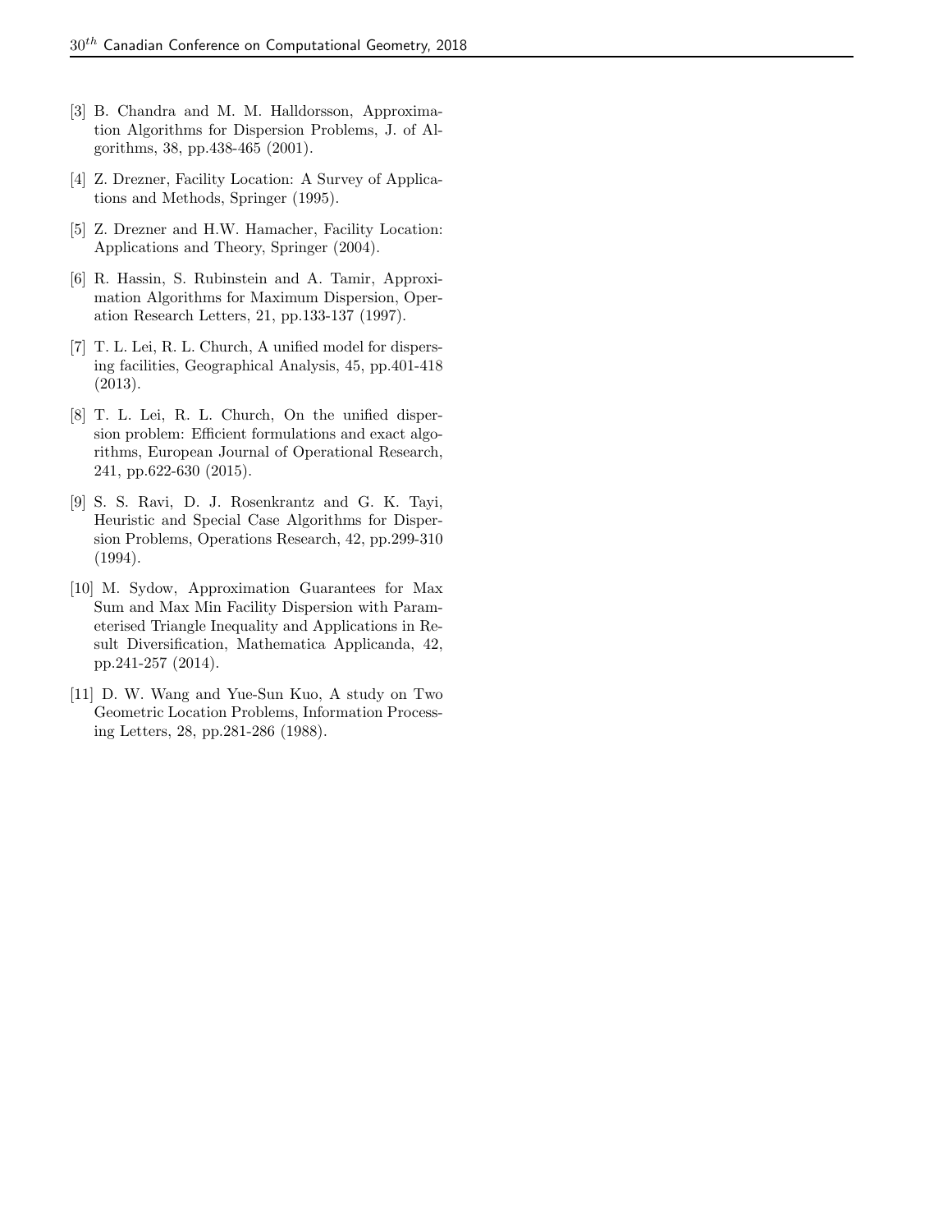[3] B. Chandra and M. M. Halldorsson, Approximation Algorithms for Dispersion Problems, J. of Algorithms, 38, pp.438-465 (2001).

[4] Z. Drezner, Facility Location: A Survey of Applications and Methods, Springer (1995).

[5] Z. Drezner and H.W. Hamacher, Facility Location: Applications and Theory, Springer (2004).

[6] R. Hassin, S. Rubinstein and A. Tamir, Approximation Algorithms for Maximum Dispersion, Operation Research Letters, 21, pp.133-137 (1997).

[7] T. L. Lei, R. L. Church, A unified model for dispersing facilities, Geographical Analysis, 45, pp.401-418 (2013).

[8] T. L. Lei, R. L. Church, On the unified dispersion problem: Efficient formulations and exact algorithms, European Journal of Operational Research, 241, pp.622-630 (2015).

[9] S. S. Ravi, D. J. Rosenkrantz and G. K. Tayi, Heuristic and Special Case Algorithms for Dispersion Problems, Operations Research, 42, pp.299-310 (1994).

[10] M. Sydow, Approximation Guarantees for Max Sum and Max Min Facility Dispersion with Parameterised Triangle Inequality and Applications in Result Diversification, Mathematica Applicanda, 42, pp.241-257 (2014).

[11] D. W. Wang and Yue-Sun Kuo, A study on Two Geometric Location Problems, Information Processing Letters, 28, pp.281-286 (1988).